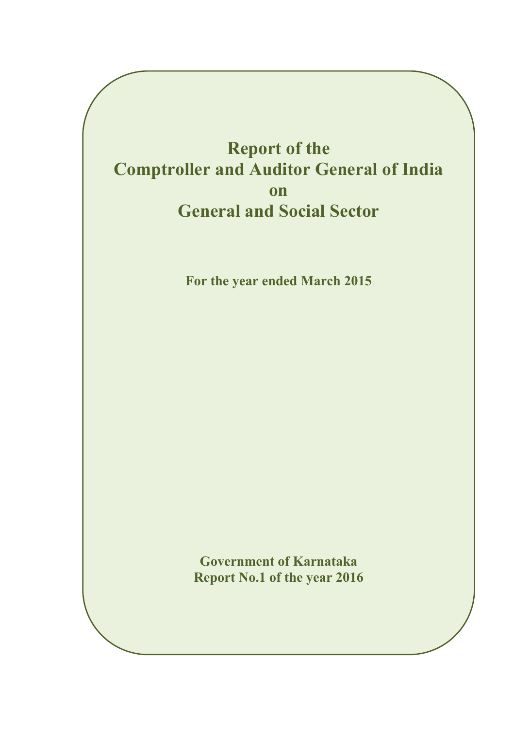# Report of the Comptroller and Auditor General of India on General and Social Sector

**For the year ended March 2015**

**Government of Karnataka**
**Report No.1 of the year 2016**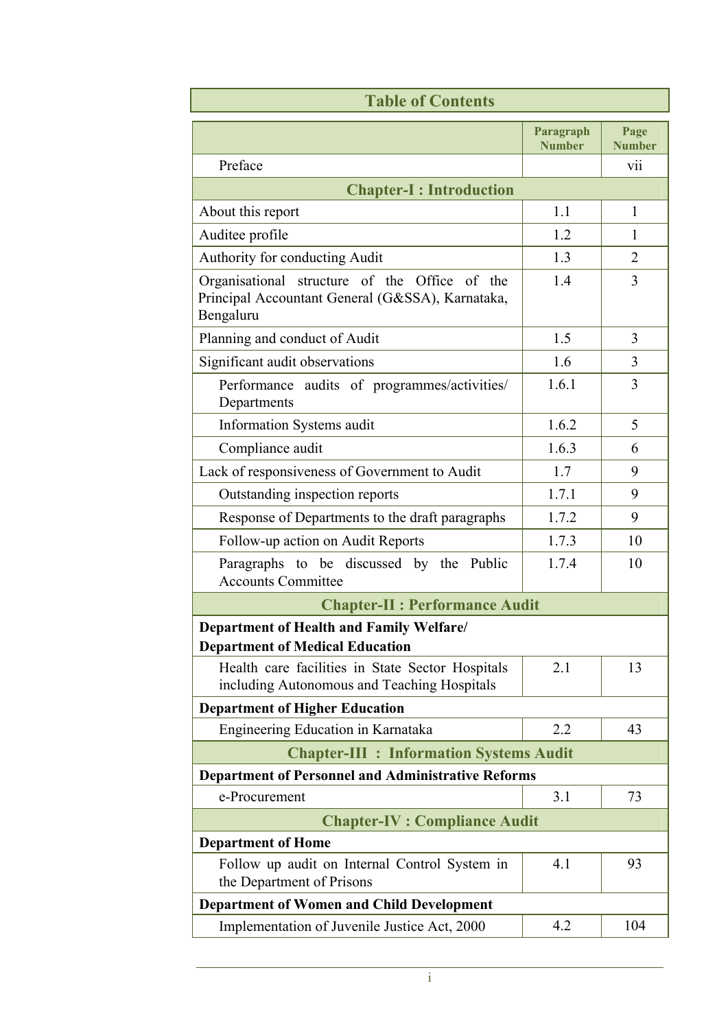# Table of Contents

| | Paragraph Number | Page Number |
|---|---|---|
| Preface | | vii |
| **Chapter-I : Introduction** | | |
| About this report | 1.1 | 1 |
| Auditee profile | 1.2 | 1 |
| Authority for conducting Audit | 1.3 | 2 |
| Organisational structure of the Office of the Principal Accountant General (G&SSA), Karnataka, Bengaluru | 1.4 | 3 |
| Planning and conduct of Audit | 1.5 | 3 |
| Significant audit observations | 1.6 | 3 |
| Performance audits of programmes/activities/ Departments | 1.6.1 | 3 |
| Information Systems audit | 1.6.2 | 5 |
| Compliance audit | 1.6.3 | 6 |
| Lack of responsiveness of Government to Audit | 1.7 | 9 |
| Outstanding inspection reports | 1.7.1 | 9 |
| Response of Departments to the draft paragraphs | 1.7.2 | 9 |
| Follow-up action on Audit Reports | 1.7.3 | 10 |
| Paragraphs to be discussed by the Public Accounts Committee | 1.7.4 | 10 |
| **Chapter-II : Performance Audit** | | |
| **Department of Health and Family Welfare/ Department of Medical Education** | | |
| Health care facilities in State Sector Hospitals including Autonomous and Teaching Hospitals | 2.1 | 13 |
| **Department of Higher Education** | | |
| Engineering Education in Karnataka | 2.2 | 43 |
| **Chapter-III : Information Systems Audit** | | |
| **Department of Personnel and Administrative Reforms** | | |
| e-Procurement | 3.1 | 73 |
| **Chapter-IV : Compliance Audit** | | |
| **Department of Home** | | |
| Follow up audit on Internal Control System in the Department of Prisons | 4.1 | 93 |
| **Department of Women and Child Development** | | |
| Implementation of Juvenile Justice Act, 2000 | 4.2 | 104 |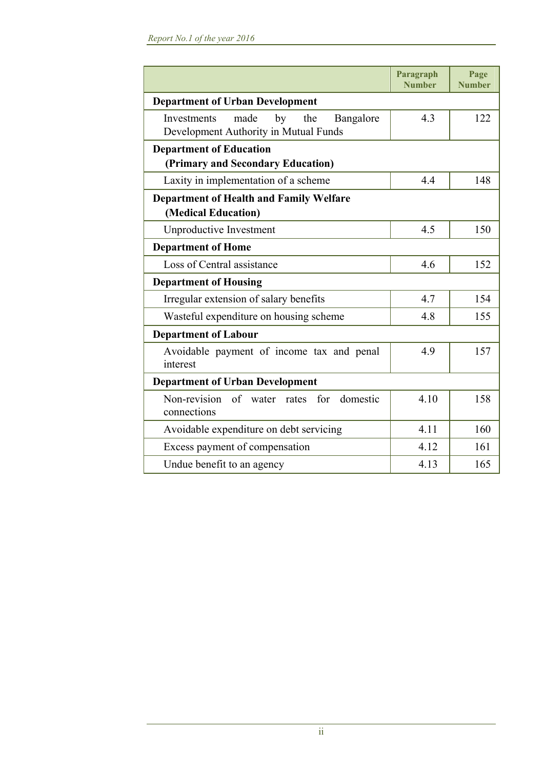| | Paragraph Number | Page Number |
|---|---|---|
| **Department of Urban Development** | | |
| Investments made by the Bangalore Development Authority in Mutual Funds | 4.3 | 122 |
| **Department of Education (Primary and Secondary Education)** | | |
| Laxity in implementation of a scheme | 4.4 | 148 |
| **Department of Health and Family Welfare (Medical Education)** | | |
| Unproductive Investment | 4.5 | 150 |
| **Department of Home** | | |
| Loss of Central assistance | 4.6 | 152 |
| **Department of Housing** | | |
| Irregular extension of salary benefits | 4.7 | 154 |
| Wasteful expenditure on housing scheme | 4.8 | 155 |
| **Department of Labour** | | |
| Avoidable payment of income tax and penal interest | 4.9 | 157 |
| **Department of Urban Development** | | |
| Non-revision of water rates for domestic connections | 4.10 | 158 |
| Avoidable expenditure on debt servicing | 4.11 | 160 |
| Excess payment of compensation | 4.12 | 161 |
| Undue benefit to an agency | 4.13 | 165 |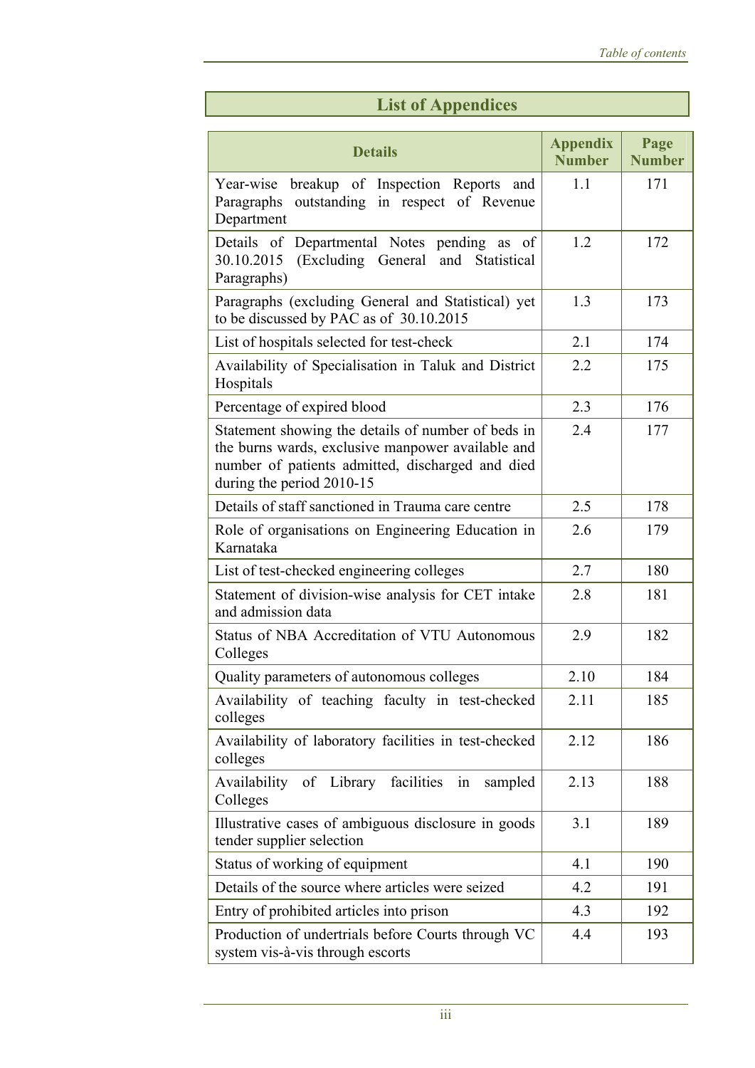## List of Appendices

| Details | Appendix Number | Page Number |
|---|---|---|
| Year-wise breakup of Inspection Reports and Paragraphs outstanding in respect of Revenue Department | 1.1 | 171 |
| Details of Departmental Notes pending as of 30.10.2015 (Excluding General and Statistical Paragraphs) | 1.2 | 172 |
| Paragraphs (excluding General and Statistical) yet to be discussed by PAC as of 30.10.2015 | 1.3 | 173 |
| List of hospitals selected for test-check | 2.1 | 174 |
| Availability of Specialisation in Taluk and District Hospitals | 2.2 | 175 |
| Percentage of expired blood | 2.3 | 176 |
| Statement showing the details of number of beds in the burns wards, exclusive manpower available and number of patients admitted, discharged and died during the period 2010-15 | 2.4 | 177 |
| Details of staff sanctioned in Trauma care centre | 2.5 | 178 |
| Role of organisations on Engineering Education in Karnataka | 2.6 | 179 |
| List of test-checked engineering colleges | 2.7 | 180 |
| Statement of division-wise analysis for CET intake and admission data | 2.8 | 181 |
| Status of NBA Accreditation of VTU Autonomous Colleges | 2.9 | 182 |
| Quality parameters of autonomous colleges | 2.10 | 184 |
| Availability of teaching faculty in test-checked colleges | 2.11 | 185 |
| Availability of laboratory facilities in test-checked colleges | 2.12 | 186 |
| Availability of Library facilities in sampled Colleges | 2.13 | 188 |
| Illustrative cases of ambiguous disclosure in goods tender supplier selection | 3.1 | 189 |
| Status of working of equipment | 4.1 | 190 |
| Details of the source where articles were seized | 4.2 | 191 |
| Entry of prohibited articles into prison | 4.3 | 192 |
| Production of undertrials before Courts through VC system vis-à-vis through escorts | 4.4 | 193 |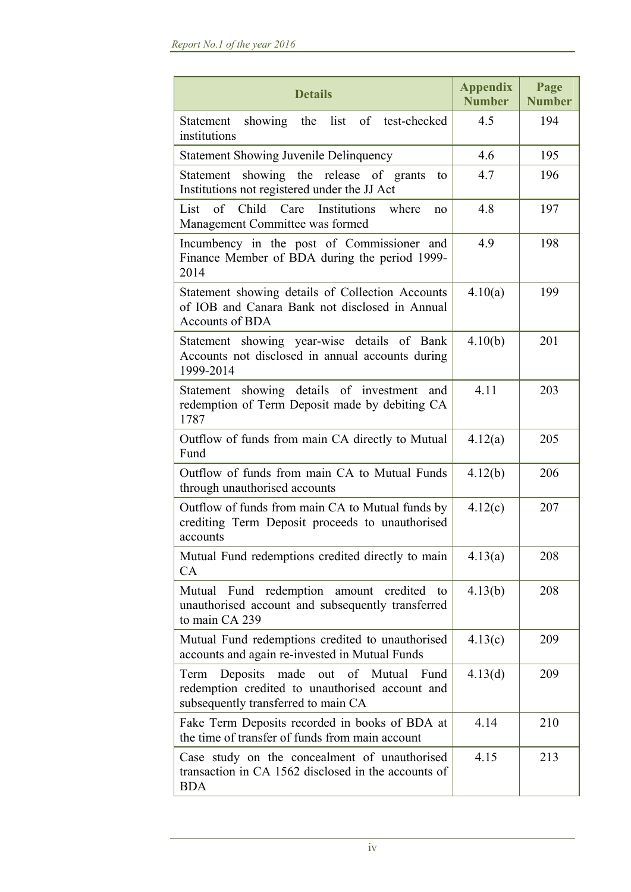| Details | Appendix Number | Page Number |
|---|---|---|
| Statement showing the list of test-checked institutions | 4.5 | 194 |
| Statement Showing Juvenile Delinquency | 4.6 | 195 |
| Statement showing the release of grants to Institutions not registered under the JJ Act | 4.7 | 196 |
| List of Child Care Institutions where no Management Committee was formed | 4.8 | 197 |
| Incumbency in the post of Commissioner and Finance Member of BDA during the period 1999-2014 | 4.9 | 198 |
| Statement showing details of Collection Accounts of IOB and Canara Bank not disclosed in Annual Accounts of BDA | 4.10(a) | 199 |
| Statement showing year-wise details of Bank Accounts not disclosed in annual accounts during 1999-2014 | 4.10(b) | 201 |
| Statement showing details of investment and redemption of Term Deposit made by debiting CA 1787 | 4.11 | 203 |
| Outflow of funds from main CA directly to Mutual Fund | 4.12(a) | 205 |
| Outflow of funds from main CA to Mutual Funds through unauthorised accounts | 4.12(b) | 206 |
| Outflow of funds from main CA to Mutual funds by crediting Term Deposit proceeds to unauthorised accounts | 4.12(c) | 207 |
| Mutual Fund redemptions credited directly to main CA | 4.13(a) | 208 |
| Mutual Fund redemption amount credited to unauthorised account and subsequently transferred to main CA 239 | 4.13(b) | 208 |
| Mutual Fund redemptions credited to unauthorised accounts and again re-invested in Mutual Funds | 4.13(c) | 209 |
| Term Deposits made out of Mutual Fund redemption credited to unauthorised account and subsequently transferred to main CA | 4.13(d) | 209 |
| Fake Term Deposits recorded in books of BDA at the time of transfer of funds from main account | 4.14 | 210 |
| Case study on the concealment of unauthorised transaction in CA 1562 disclosed in the accounts of BDA | 4.15 | 213 |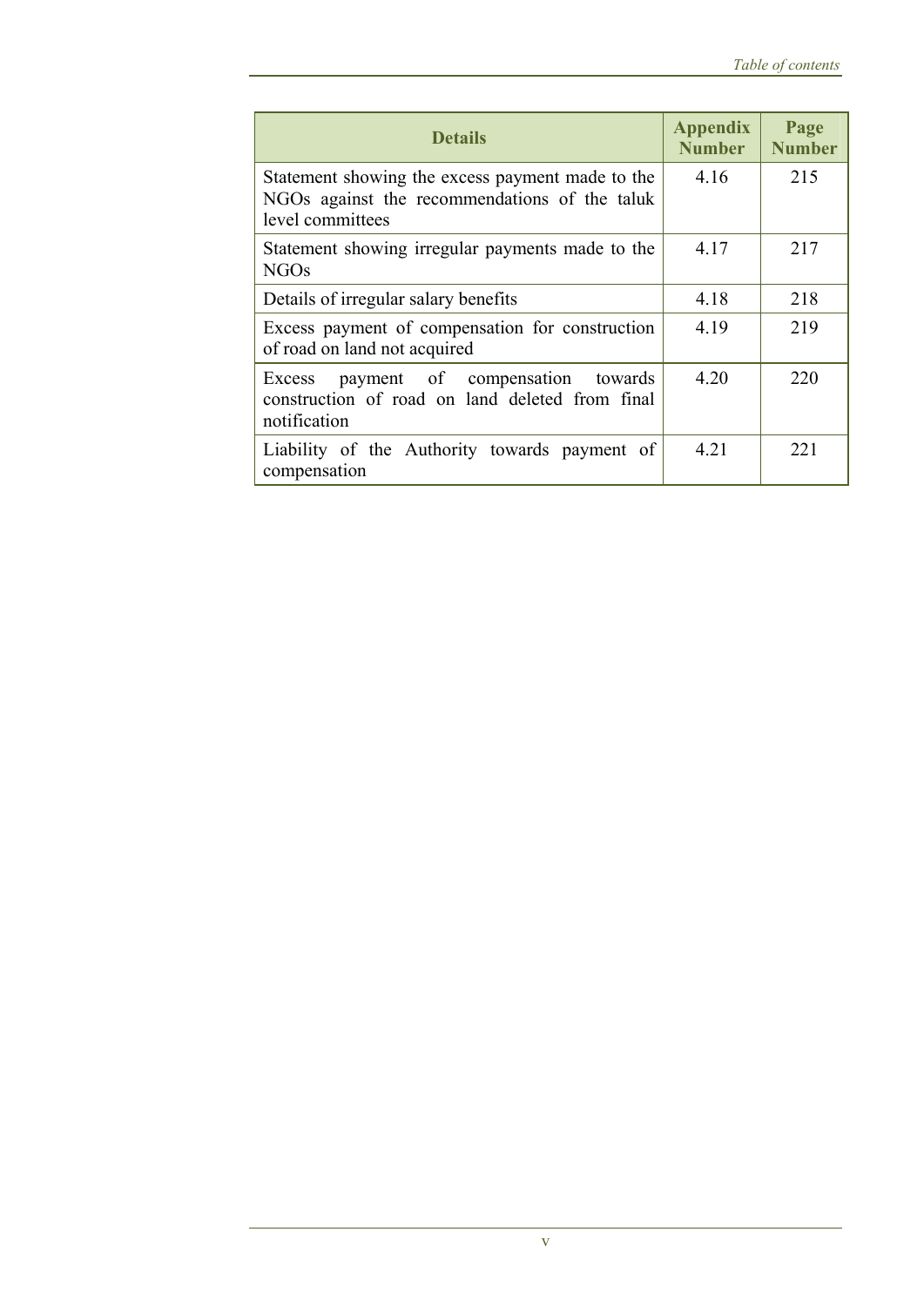| Details | Appendix Number | Page Number |
|---|---|---|
| Statement showing the excess payment made to the NGOs against the recommendations of the taluk level committees | 4.16 | 215 |
| Statement showing irregular payments made to the NGOs | 4.17 | 217 |
| Details of irregular salary benefits | 4.18 | 218 |
| Excess payment of compensation for construction of road on land not acquired | 4.19 | 219 |
| Excess payment of compensation towards construction of road on land deleted from final notification | 4.20 | 220 |
| Liability of the Authority towards payment of compensation | 4.21 | 221 |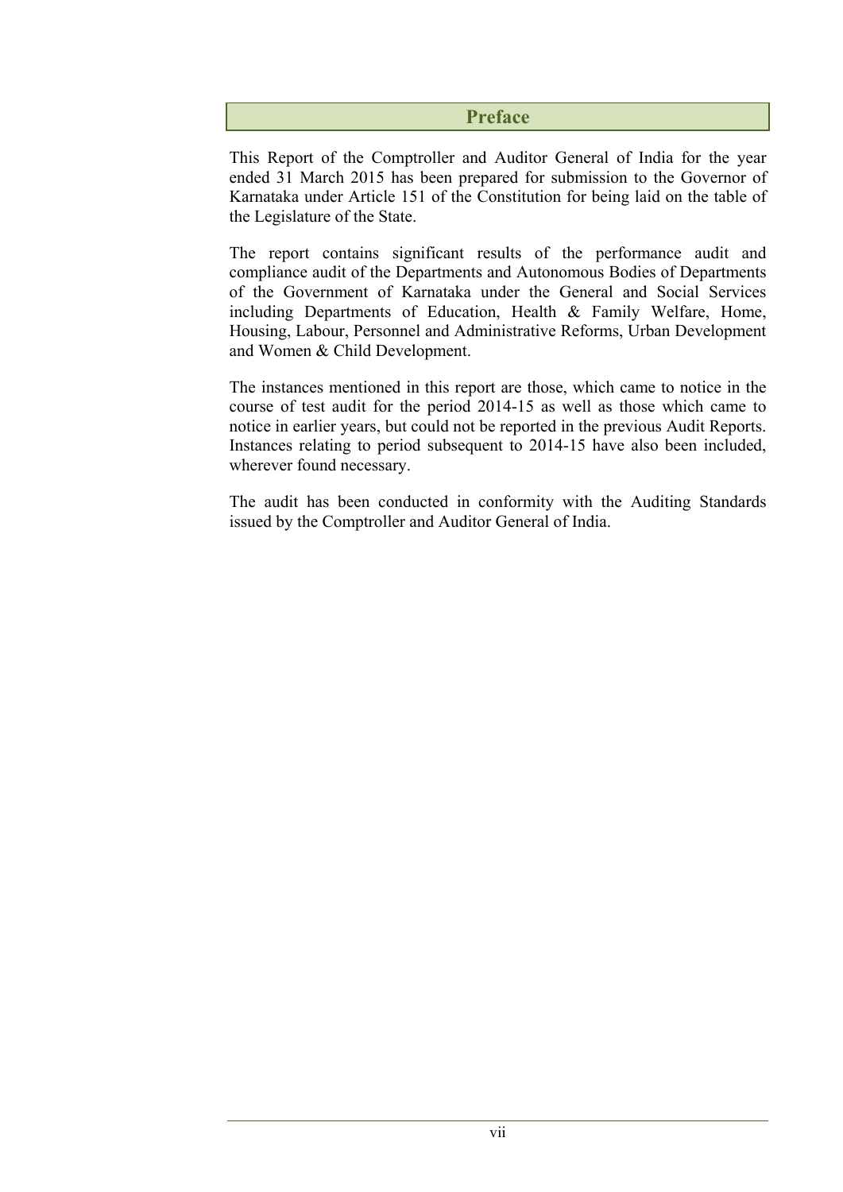# Preface

This Report of the Comptroller and Auditor General of India for the year ended 31 March 2015 has been prepared for submission to the Governor of Karnataka under Article 151 of the Constitution for being laid on the table of the Legislature of the State.

The report contains significant results of the performance audit and compliance audit of the Departments and Autonomous Bodies of Departments of the Government of Karnataka under the General and Social Services including Departments of Education, Health & Family Welfare, Home, Housing, Labour, Personnel and Administrative Reforms, Urban Development and Women & Child Development.

The instances mentioned in this report are those, which came to notice in the course of test audit for the period 2014-15 as well as those which came to notice in earlier years, but could not be reported in the previous Audit Reports. Instances relating to period subsequent to 2014-15 have also been included, wherever found necessary.

The audit has been conducted in conformity with the Auditing Standards issued by the Comptroller and Auditor General of India.